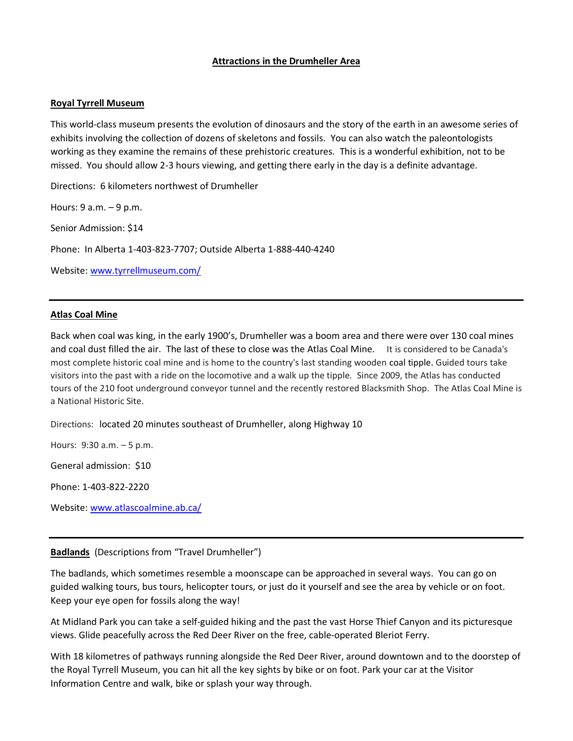# Attractions in the Drumheller Area

## Royal Tyrrell Museum

This world-class museum presents the evolution of dinosaurs and the story of the earth in an awesome series of exhibits involving the collection of dozens of skeletons and fossils. You can also watch the paleontologists working as they examine the remains of these prehistoric creatures. This is a wonderful exhibition, not to be missed. You should allow 2-3 hours viewing, and getting there early in the day is a definite advantage.

Directions: 6 kilometers northwest of Drumheller

Hours: 9 a.m. – 9 p.m.

Senior Admission: $14

Phone: In Alberta 1-403-823-7707; Outside Alberta 1-888-440-4240

Website: [www.tyrrellmuseum.com/](www.tyrrellmuseum.com/)

---

## Atlas Coal Mine

Back when coal was king, in the early 1900's, Drumheller was a boom area and there were over 130 coal mines and coal dust filled the air. The last of these to close was the Atlas Coal Mine. It is considered to be Canada's most complete historic coal mine and is home to the country's last standing wooden coal tipple. Guided tours take visitors into the past with a ride on the locomotive and a walk up the tipple. Since 2009, the Atlas has conducted tours of the 210 foot underground conveyor tunnel and the recently restored Blacksmith Shop. The Atlas Coal Mine is a National Historic Site.

Directions: located 20 minutes southeast of Drumheller, along Highway 10

Hours: 9:30 a.m. – 5 p.m.

General admission: $10

Phone: 1-403-822-2220

Website: [www.atlascoalmine.ab.ca/](www.atlascoalmine.ab.ca/)

---

## Badlands (Descriptions from "Travel Drumheller")

The badlands, which sometimes resemble a moonscape can be approached in several ways. You can go on guided walking tours, bus tours, helicopter tours, or just do it yourself and see the area by vehicle or on foot. Keep your eye open for fossils along the way!

At Midland Park you can take a self-guided hiking and the past the vast Horse Thief Canyon and its picturesque views. Glide peacefully across the Red Deer River on the free, cable-operated Bleriot Ferry.

With 18 kilometres of pathways running alongside the Red Deer River, around downtown and to the doorstep of the Royal Tyrrell Museum, you can hit all the key sights by bike or on foot. Park your car at the Visitor Information Centre and walk, bike or splash your way through.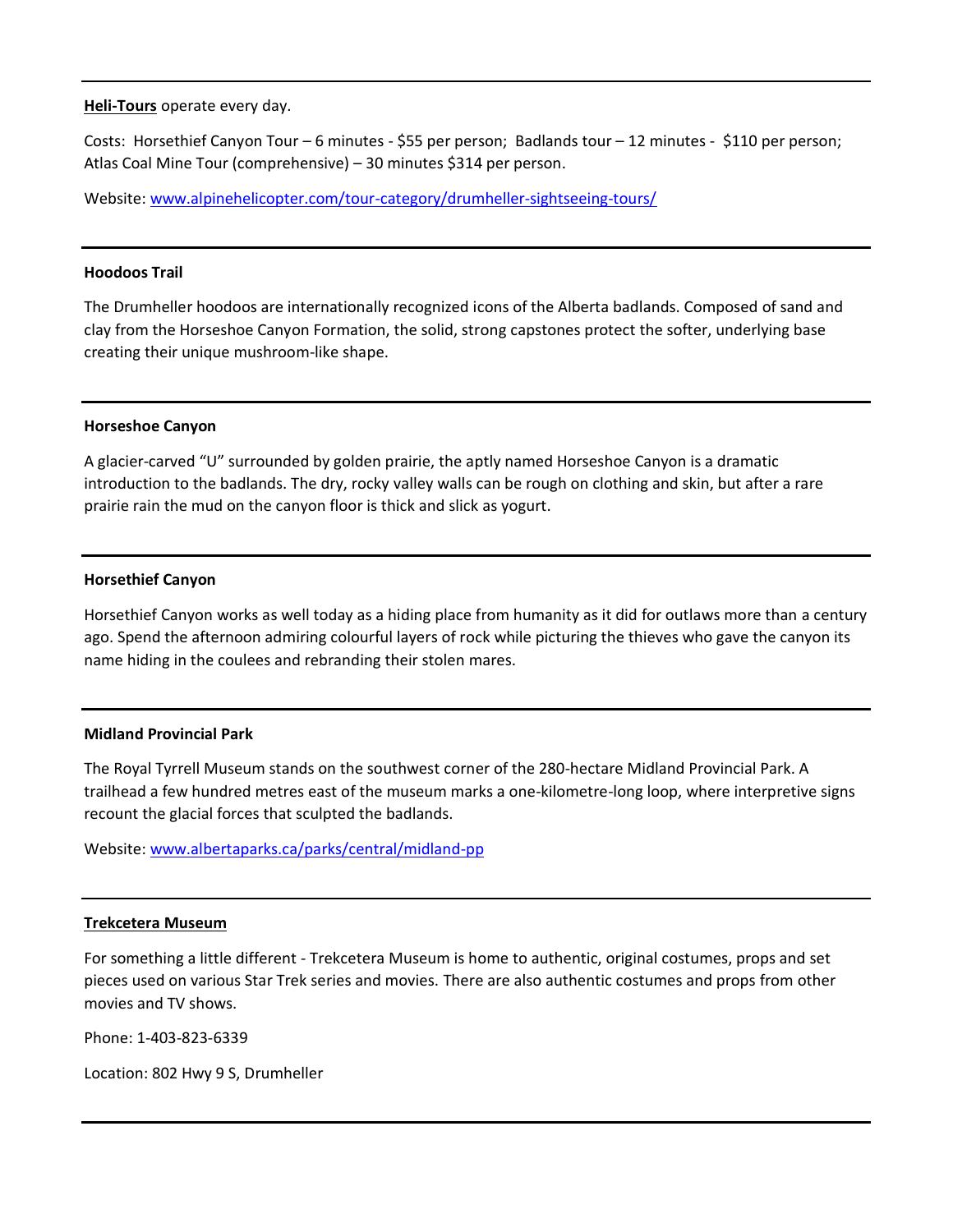**Heli-Tours** operate every day.

Costs: Horsethief Canyon Tour – 6 minutes - $55 per person; Badlands tour – 12 minutes - $110 per person; Atlas Coal Mine Tour (comprehensive) – 30 minutes $314 per person.

Website: www.alpinehelicopter.com/tour-category/drumheller-sightseeing-tours/

---

**Hoodoos Trail**

The Drumheller hoodoos are internationally recognized icons of the Alberta badlands. Composed of sand and clay from the Horseshoe Canyon Formation, the solid, strong capstones protect the softer, underlying base creating their unique mushroom-like shape.

---

**Horseshoe Canyon**

A glacier-carved "U" surrounded by golden prairie, the aptly named Horseshoe Canyon is a dramatic introduction to the badlands. The dry, rocky valley walls can be rough on clothing and skin, but after a rare prairie rain the mud on the canyon floor is thick and slick as yogurt.

---

**Horsethief Canyon**

Horsethief Canyon works as well today as a hiding place from humanity as it did for outlaws more than a century ago. Spend the afternoon admiring colourful layers of rock while picturing the thieves who gave the canyon its name hiding in the coulees and rebranding their stolen mares.

---

**Midland Provincial Park**

The Royal Tyrrell Museum stands on the southwest corner of the 280-hectare Midland Provincial Park. A trailhead a few hundred metres east of the museum marks a one-kilometre-long loop, where interpretive signs recount the glacial forces that sculpted the badlands.

Website: www.albertaparks.ca/parks/central/midland-pp

---

**Trekcetera Museum**

For something a little different - Trekcetera Museum is home to authentic, original costumes, props and set pieces used on various Star Trek series and movies. There are also authentic costumes and props from other movies and TV shows.

Phone: 1-403-823-6339

Location: 802 Hwy 9 S, Drumheller

---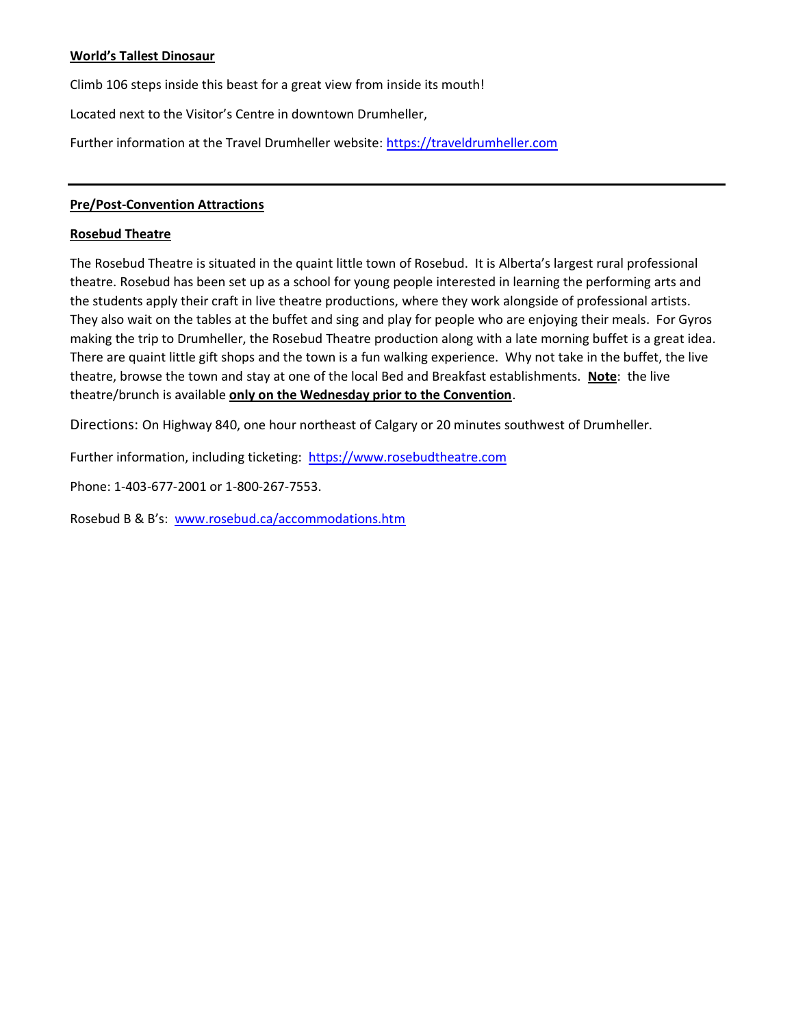**World's Tallest Dinosaur**

Climb 106 steps inside this beast for a great view from inside its mouth!

Located next to the Visitor's Centre in downtown Drumheller,

Further information at the Travel Drumheller website: https://traveldrumheller.com

---

**Pre/Post-Convention Attractions**

**Rosebud Theatre**

The Rosebud Theatre is situated in the quaint little town of Rosebud. It is Alberta's largest rural professional theatre. Rosebud has been set up as a school for young people interested in learning the performing arts and the students apply their craft in live theatre productions, where they work alongside of professional artists. They also wait on the tables at the buffet and sing and play for people who are enjoying their meals. For Gyros making the trip to Drumheller, the Rosebud Theatre production along with a late morning buffet is a great idea. There are quaint little gift shops and the town is a fun walking experience. Why not take in the buffet, the live theatre, browse the town and stay at one of the local Bed and Breakfast establishments. **Note**: the live theatre/brunch is available **only on the Wednesday prior to the Convention**.

Directions: On Highway 840, one hour northeast of Calgary or 20 minutes southwest of Drumheller.

Further information, including ticketing: https://www.rosebudtheatre.com

Phone: 1-403-677-2001 or 1-800-267-7553.

Rosebud B & B's: www.rosebud.ca/accommodations.htm